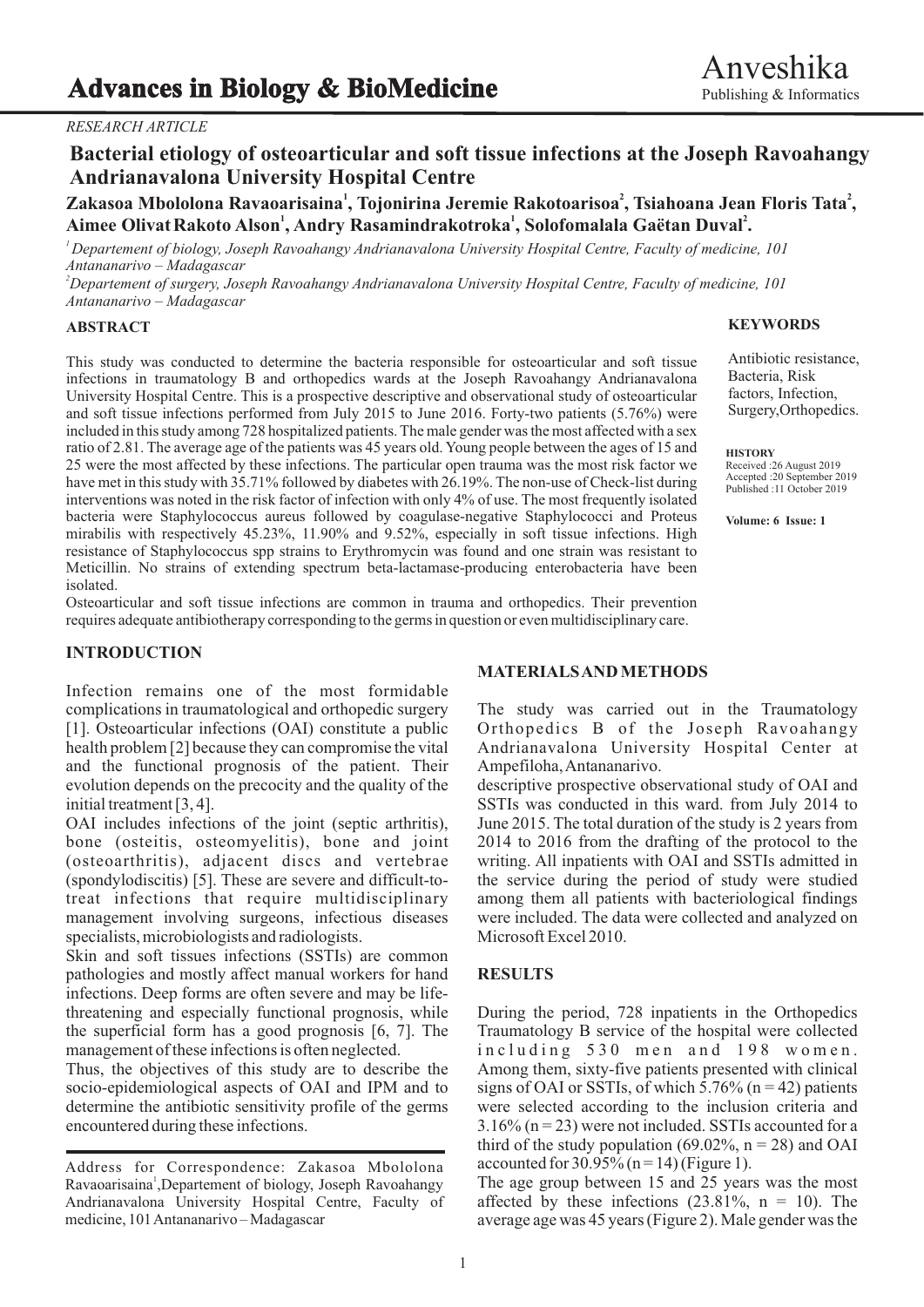*RESEARCH ARTICLE*

# Bacterial etiology of osteoarticular and soft tissue infections at the Joseph Ravoahangy Andrianavalona University Hospital Centre

**Zakasoa Mbololona Ravaoarisaina[1], Tojonirina Jeremie Rakotoarisoa[2], Tsiahoana Jean Floris Tata[2], Aimee Olivat Rakoto Alson[1], Andry Rasamindrakotroka[1], Solofomalala Gaëtan Duval[2].**

[1] *Departement of biology, Joseph Ravoahangy Andrianavalona University Hospital Centre, Faculty of medicine, 101 Antananarivo – Madagascar*

[2] *Departement of surgery, Joseph Ravoahangy Andrianavalona University Hospital Centre, Faculty of medicine, 101 Antananarivo – Madagascar*

## ABSTRACT

This study was conducted to determine the bacteria responsible for osteoarticular and soft tissue infections in traumatology B and orthopedics wards at the Joseph Ravoahangy Andrianavalona University Hospital Centre. This is a prospective descriptive and observational study of osteoarticular and soft tissue infections performed from July 2015 to June 2016. Forty-two patients (5.76%) were included in this study among 728 hospitalized patients. The male gender was the most affected with a sex ratio of 2.81. The average age of the patients was 45 years old. Young people between the ages of 15 and 25 were the most affected by these infections. The particular open trauma was the most risk factor we have met in this study with 35.71% followed by diabetes with 26.19%. The non-use of Check-list during interventions was noted in the risk factor of infection with only 4% of use. The most frequently isolated bacteria were Staphylococcus aureus followed by coagulase-negative Staphylococci and Proteus mirabilis with respectively 45.23%, 11.90% and 9.52%, especially in soft tissue infections. High resistance of Staphylococcus spp strains to Erythromycin was found and one strain was resistant to Meticillin. No strains of extending spectrum beta-lactamase-producing enterobacteria have been isolated.

Osteoarticular and soft tissue infections are common in trauma and orthopedics. Their prevention requires adequate antibiotherapy corresponding to the germs in question or even multidisciplinary care.

**KEYWORDS**

Antibiotic resistance, Bacteria, Risk factors, Infection, Surgery,Orthopedics.

**HISTORY**

Received :26 August 2019
Accepted :20 September 2019
Published :11 October 2019

## INTRODUCTION

Infection remains one of the most formidable complications in traumatological and orthopedic surgery [1]. Osteoarticular infections (OAI) constitute a public health problem [2] because they can compromise the vital and the functional prognosis of the patient. Their evolution depends on the precocity and the quality of the initial treatment [3, 4].

OAI includes infections of the joint (septic arthritis), bone (osteitis, osteomyelitis), bone and joint (osteoarthritis), adjacent discs and vertebrae (spondylodiscitis) [5]. These are severe and difficult-to-treat infections that require multidisciplinary management involving surgeons, infectious diseases specialists, microbiologists and radiologists.

Skin and soft tissues infections (SSTIs) are common pathologies and mostly affect manual workers for hand infections. Deep forms are often severe and may be life-threatening and especially functional prognosis, while the superficial form has a good prognosis [6, 7]. The management of these infections is often neglected.

Thus, the objectives of this study are to describe the socio-epidemiological aspects of OAI and IPM and to determine the antibiotic sensitivity profile of the germs encountered during these infections.

Address for Correspondence: Zakasoa Mbololona Ravaoarisaina[1], Departement of biology, Joseph Ravoahangy Andrianavalona University Hospital Centre, Faculty of medicine, 101 Antananarivo – Madagascar

## MATERIALS AND METHODS

The study was carried out in the Traumatology Orthopedics B of the Joseph Ravoahangy Andrianavalona University Hospital Center at Ampefiloha, Antananarivo.

descriptive prospective observational study of OAI and SSTIs was conducted in this ward. from July 2014 to June 2015. The total duration of the study is 2 years from 2014 to 2016 from the drafting of the protocol to the writing. All inpatients with OAI and SSTIs admitted in the service during the period of study were studied among them all patients with bacteriological findings were included. The data were collected and analyzed on Microsoft Excel 2010.

## RESULTS

During the period, 728 inpatients in the Orthopedics Traumatology B service of the hospital were collected including 530 men and 198 women. Among them, sixty-five patients presented with clinical signs of OAI or SSTIs, of which 5.76% (n = 42) patients were selected according to the inclusion criteria and 3.16% (n = 23) were not included. SSTIs accounted for a third of the study population (69.02%, n = 28) and OAI accounted for 30.95% (n = 14) (Figure 1).

The age group between 15 and 25 years was the most affected by these infections (23.81%, n = 10). The average age was 45 years (Figure 2). Male gender was the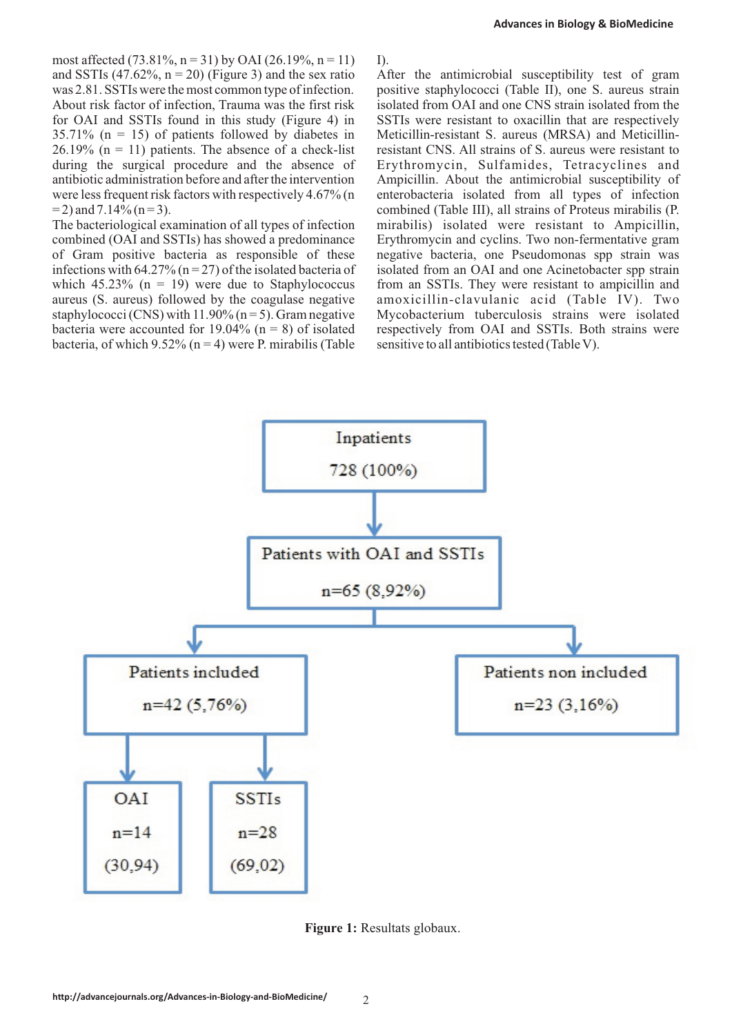most affected (73.81%, n = 31) by OAI (26.19%, n = 11) and SSTIs (47.62%, n = 20) (Figure 3) and the sex ratio was 2.81. SSTIs were the most common type of infection. About risk factor of infection, Trauma was the first risk for OAI and SSTIs found in this study (Figure 4) in 35.71% (n = 15) of patients followed by diabetes in 26.19% (n = 11) patients. The absence of a check-list during the surgical procedure and the absence of antibiotic administration before and after the intervention were less frequent risk factors with respectively 4.67% (n = 2) and 7.14% (n = 3).

The bacteriological examination of all types of infection combined (OAI and SSTIs) has showed a predominance of Gram positive bacteria as responsible of these infections with 64.27% (n = 27) of the isolated bacteria of which 45.23% (n = 19) were due to Staphylococcus aureus (S. aureus) followed by the coagulase negative staphylococci (CNS) with 11.90% (n = 5). Gram negative bacteria were accounted for 19.04% (n = 8) of isolated bacteria, of which 9.52% (n = 4) were P. mirabilis (Table I).

After the antimicrobial susceptibility test of gram positive staphylococci (Table II), one S. aureus strain isolated from OAI and one CNS strain isolated from the SSTIs were resistant to oxacillin that are respectively Meticillin-resistant S. aureus (MRSA) and Meticillin-resistant CNS. All strains of S. aureus were resistant to Erythromycin, Sulfamides, Tetracyclines and Ampicillin. About the antimicrobial susceptibility of enterobacteria isolated from all types of infection combined (Table III), all strains of Proteus mirabilis (P. mirabilis) isolated were resistant to Ampicillin, Erythromycin and cyclins. Two non-fermentative gram negative bacteria, one Pseudomonas spp strain was isolated from an OAI and one Acinetobacter spp strain from an SSTIs. They were resistant to ampicillin and amoxicillin-clavulanic acid (Table IV). Two Mycobacterium tuberculosis strains were isolated respectively from OAI and SSTIs. Both strains were sensitive to all antibiotics tested (Table V).

Inpatients 728 (100%)
→ Patients with OAI and SSTIs n=65 (8,92%)
→ Patients included n=42 (5,76%) | Patients non included n=23 (3,16%)
Patients included → OAI n=14 (30,94) | SSTIs n=28 (69,02)

**Figure 1:** Resultats globaux.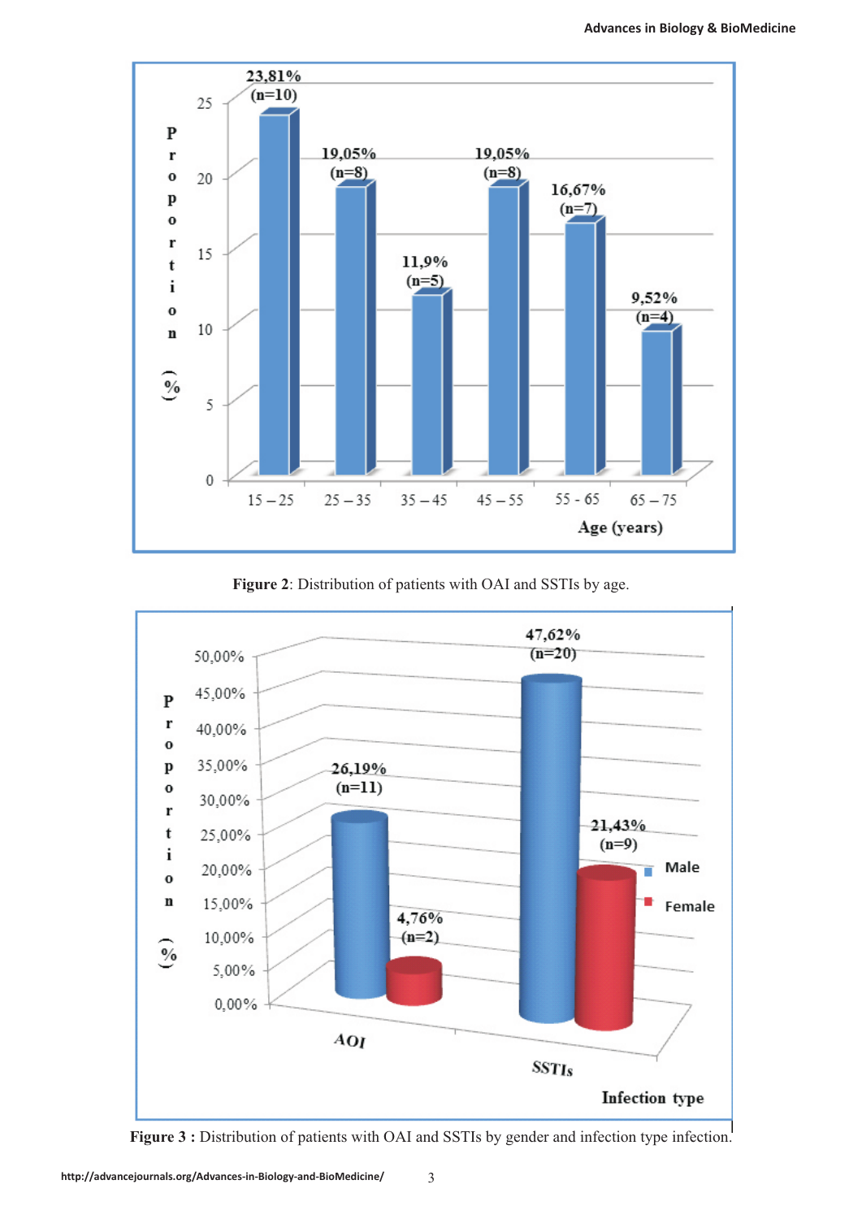**Figure 2**: Distribution of patients with OAI and SSTIs by age.

**Figure 3 :** Distribution of patients with OAI and SSTIs by gender and infection type infection.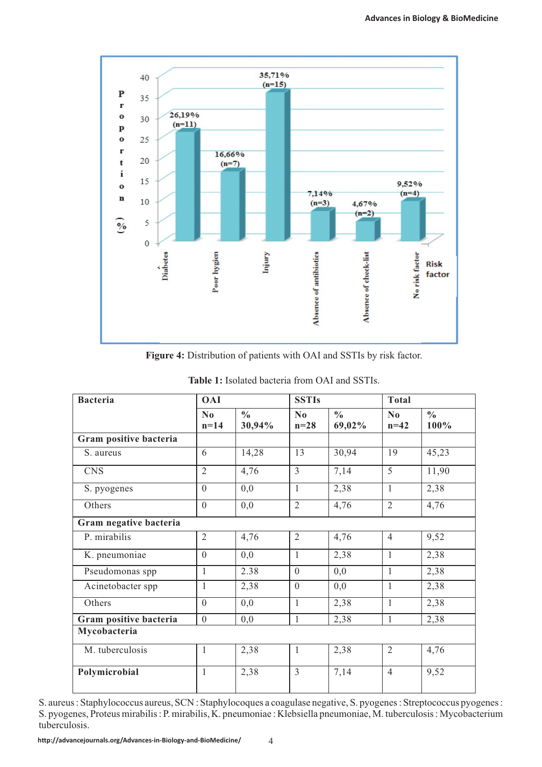**Figure 4:** Distribution of patients with OAI and SSTIs by risk factor.

**Table 1:** Isolated bacteria from OAI and SSTIs.

| Bacteria | OAI | | SSTIs | | Total | |
|---|---|---|---|---|---|---|
| | No n=14 | % 30,94% | No n=28 | % 69,02% | No n=42 | % 100% |
| **Gram positive bacteria** | | | | | | |
| S. aureus | 6 | 14,28 | 13 | 30,94 | 19 | 45,23 |
| CNS | 2 | 4,76 | 3 | 7,14 | 5 | 11,90 |
| S. pyogenes | 0 | 0,0 | 1 | 2,38 | 1 | 2,38 |
| Others | 0 | 0,0 | 2 | 4,76 | 2 | 4,76 |
| **Gram negative bacteria** | | | | | | |
| P. mirabilis | 2 | 4,76 | 2 | 4,76 | 4 | 9,52 |
| K. pneumoniae | 0 | 0,0 | 1 | 2,38 | 1 | 2,38 |
| Pseudomonas spp | 1 | 2.38 | 0 | 0,0 | 1 | 2,38 |
| Acinetobacter spp | 1 | 2,38 | 0 | 0,0 | 1 | 2,38 |
| Others | 0 | 0,0 | 1 | 2,38 | 1 | 2,38 |
| **Gram positive bacteria** | 0 | 0,0 | 1 | 2,38 | 1 | 2,38 |
| **Mycobacteria** | | | | | | |
| M. tuberculosis | 1 | 2,38 | 1 | 2,38 | 2 | 4,76 |
| **Polymicrobial** | 1 | 2,38 | 3 | 7,14 | 4 | 9,52 |

S. aureus : Staphylococcus aureus, SCN : Staphylocoques a coagulase negative, S. pyogenes : Streptococcus pyogenes : S. pyogenes, Proteus mirabilis : P. mirabilis, K. pneumoniae : Klebsiella pneumoniae, M. tuberculosis : Mycobacterium tuberculosis.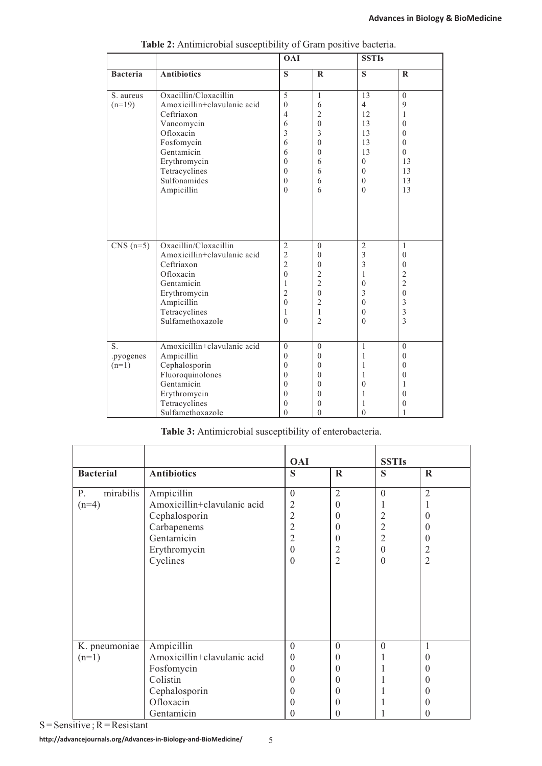**Table 2:** Antimicrobial susceptibility of Gram positive bacteria.

| | | OAI | | SSTIs | |
|---|---|---|---|---|---|
| **Bacteria** | **Antibiotics** | **S** | **R** | **S** | **R** |
| S. aureus (n=19) | Oxacillin/Cloxacillin | 5 | 1 | 13 | 0 |
| | Amoxicillin+clavulanic acid | 0 | 6 | 4 | 9 |
| | Ceftriaxon | 4 | 2 | 12 | 1 |
| | Vancomycin | 6 | 0 | 13 | 0 |
| | Ofloxacin | 3 | 3 | 13 | 0 |
| | Fosfomycin | 6 | 0 | 13 | 0 |
| | Gentamicin | 6 | 0 | 13 | 0 |
| | Erythromycin | 0 | 6 | 0 | 13 |
| | Tetracyclines | 0 | 6 | 0 | 13 |
| | Sulfonamides | 0 | 6 | 0 | 13 |
| | Ampicillin | 0 | 6 | 0 | 13 |
| CNS (n=5) | Oxacillin/Cloxacillin | 2 | 0 | 2 | 1 |
| | Amoxicillin+clavulanic acid | 2 | 0 | 3 | 0 |
| | Ceftriaxon | 2 | 0 | 3 | 0 |
| | Ofloxacin | 0 | 2 | 1 | 2 |
| | Gentamicin | 1 | 2 | 0 | 2 |
| | Erythromycin | 2 | 0 | 3 | 0 |
| | Ampicillin | 0 | 2 | 0 | 3 |
| | Tetracyclines | 1 | 1 | 0 | 3 |
| | Sulfamethoxazole | 0 | 2 | 0 | 3 |
| S. .pyogenes (n=1) | Amoxicillin+clavulanic acid | 0 | 0 | 1 | 0 |
| | Ampicillin | 0 | 0 | 1 | 0 |
| | Cephalosporin | 0 | 0 | 1 | 0 |
| | Fluoroquinolones | 0 | 0 | 1 | 0 |
| | Gentamicin | 0 | 0 | 0 | 1 |
| | Erythromycin | 0 | 0 | 1 | 0 |
| | Tetracyclines | 0 | 0 | 1 | 0 |
| | Sulfamethoxazole | 0 | 0 | 0 | 1 |

**Table 3:** Antimicrobial susceptibility of enterobacteria.

| | | OAI | | SSTIs | |
|---|---|---|---|---|---|
| **Bacterial** | **Antibiotics** | **S** | **R** | **S** | **R** |
| P. mirabilis (n=4) | Ampicillin | 0 | 2 | 0 | 2 |
| | Amoxicillin+clavulanic acid | 2 | 0 | 1 | 1 |
| | Cephalosporin | 2 | 0 | 2 | 0 |
| | Carbapenems | 2 | 0 | 2 | 0 |
| | Gentamicin | 2 | 0 | 2 | 0 |
| | Erythromycin | 0 | 2 | 0 | 2 |
| | Cyclines | 0 | 2 | 0 | 2 |
| K. pneumoniae (n=1) | Ampicillin | 0 | 0 | 0 | 1 |
| | Amoxicillin+clavulanic acid | 0 | 0 | 1 | 0 |
| | Fosfomycin | 0 | 0 | 1 | 0 |
| | Colistin | 0 | 0 | 1 | 0 |
| | Cephalosporin | 0 | 0 | 1 | 0 |
| | Ofloxacin | 0 | 0 | 1 | 0 |
| | Gentamicin | 0 | 0 | 1 | 0 |

S = Sensitive ; R = Resistant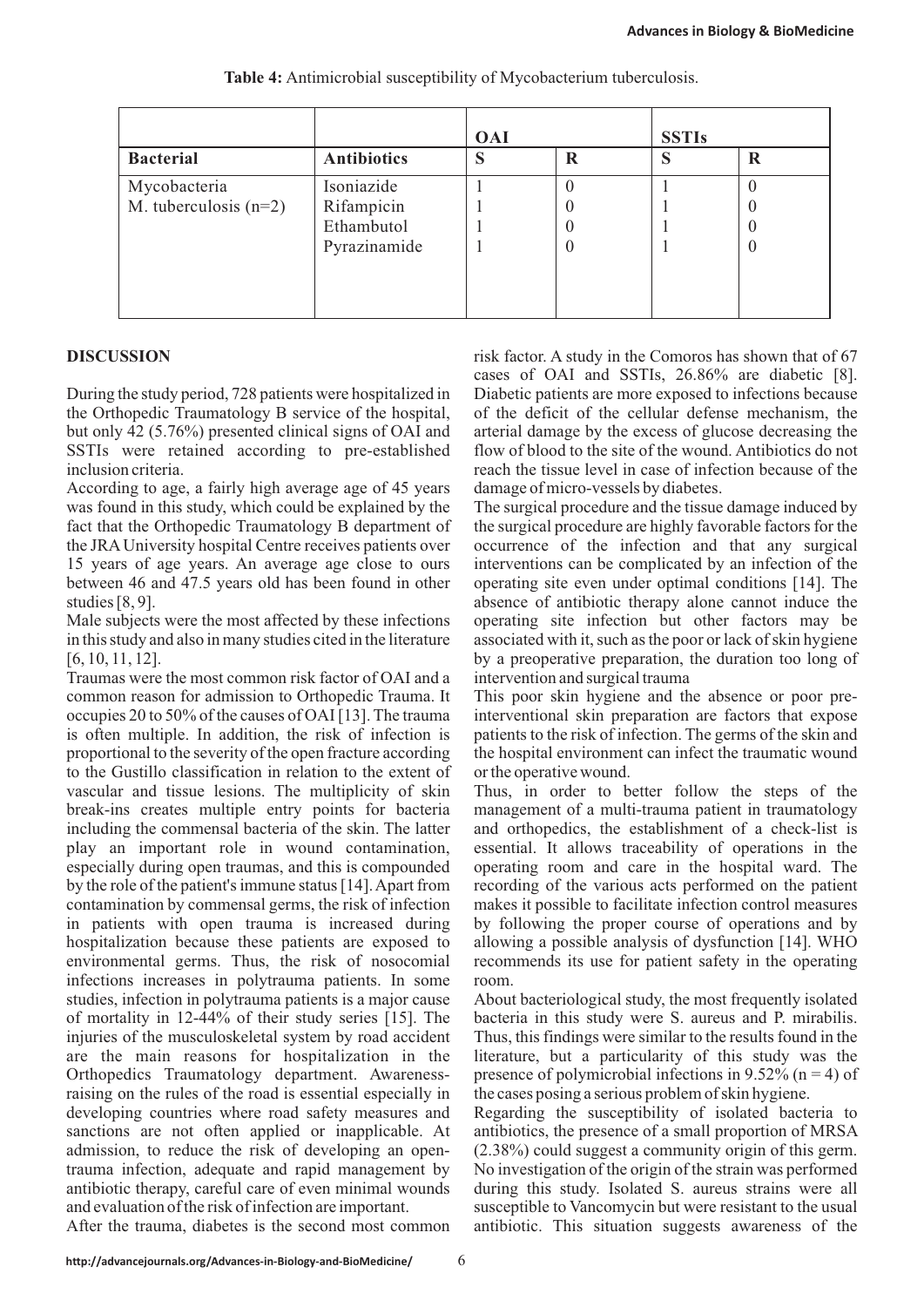**Table 4:** Antimicrobial susceptibility of Mycobacterium tuberculosis.

| | | OAI | | SSTIs | |
|---|---|---|---|---|---|
| **Bacterial** | **Antibiotics** | **S** | **R** | **S** | **R** |
| Mycobacteria<br>M. tuberculosis (n=2) | Isoniazide<br>Rifampicin<br>Ethambutol<br>Pyrazinamide | 1<br>1<br>1<br>1 | 0<br>0<br>0<br>0 | 1<br>1<br>1<br>1 | 0<br>0<br>0<br>0 |

## DISCUSSION

During the study period, 728 patients were hospitalized in the Orthopedic Traumatology B service of the hospital, but only 42 (5.76%) presented clinical signs of OAI and SSTIs were retained according to pre-established inclusion criteria.

According to age, a fairly high average age of 45 years was found in this study, which could be explained by the fact that the Orthopedic Traumatology B department of the JRA University hospital Centre receives patients over 15 years of age years. An average age close to ours between 46 and 47.5 years old has been found in other studies [8, 9].

Male subjects were the most affected by these infections in this study and also in many studies cited in the literature [6, 10, 11, 12].

Traumas were the most common risk factor of OAI and a common reason for admission to Orthopedic Trauma. It occupies 20 to 50% of the causes of OAI [13]. The trauma is often multiple. In addition, the risk of infection is proportional to the severity of the open fracture according to the Gustillo classification in relation to the extent of vascular and tissue lesions. The multiplicity of skin break-ins creates multiple entry points for bacteria including the commensal bacteria of the skin. The latter play an important role in wound contamination, especially during open traumas, and this is compounded by the role of the patient's immune status [14]. Apart from contamination by commensal germs, the risk of infection in patients with open trauma is increased during hospitalization because these patients are exposed to environmental germs. Thus, the risk of nosocomial infections increases in polytrauma patients. In some studies, infection in polytrauma patients is a major cause of mortality in 12-44% of their study series [15]. The injuries of the musculoskeletal system by road accident are the main reasons for hospitalization in the Orthopedics Traumatology department. Awareness-raising on the rules of the road is essential especially in developing countries where road safety measures and sanctions are not often applied or inapplicable. At admission, to reduce the risk of developing an open-trauma infection, adequate and rapid management by antibiotic therapy, careful care of even minimal wounds and evaluation of the risk of infection are important.

After the trauma, diabetes is the second most common risk factor. A study in the Comoros has shown that of 67 cases of OAI and SSTIs, 26.86% are diabetic [8]. Diabetic patients are more exposed to infections because of the deficit of the cellular defense mechanism, the arterial damage by the excess of glucose decreasing the flow of blood to the site of the wound. Antibiotics do not reach the tissue level in case of infection because of the damage of micro-vessels by diabetes.

The surgical procedure and the tissue damage induced by the surgical procedure are highly favorable factors for the occurrence of the infection and that any surgical interventions can be complicated by an infection of the operating site even under optimal conditions [14]. The absence of antibiotic therapy alone cannot induce the operating site infection but other factors may be associated with it, such as the poor or lack of skin hygiene by a preoperative preparation, the duration too long of intervention and surgical trauma

This poor skin hygiene and the absence or poor pre-interventional skin preparation are factors that expose patients to the risk of infection. The germs of the skin and the hospital environment can infect the traumatic wound or the operative wound.

Thus, in order to better follow the steps of the management of a multi-trauma patient in traumatology and orthopedics, the establishment of a check-list is essential. It allows traceability of operations in the operating room and care in the hospital ward. The recording of the various acts performed on the patient makes it possible to facilitate infection control measures by following the proper course of operations and by allowing a possible analysis of dysfunction [14]. WHO recommends its use for patient safety in the operating room.

About bacteriological study, the most frequently isolated bacteria in this study were S. aureus and P. mirabilis. Thus, this findings were similar to the results found in the literature, but a particularity of this study was the presence of polymicrobial infections in 9.52% (n = 4) of the cases posing a serious problem of skin hygiene.

Regarding the susceptibility of isolated bacteria to antibiotics, the presence of a small proportion of MRSA (2.38%) could suggest a community origin of this germ. No investigation of the origin of the strain was performed during this study. Isolated S. aureus strains were all susceptible to Vancomycin but were resistant to the usual antibiotic. This situation suggests awareness of the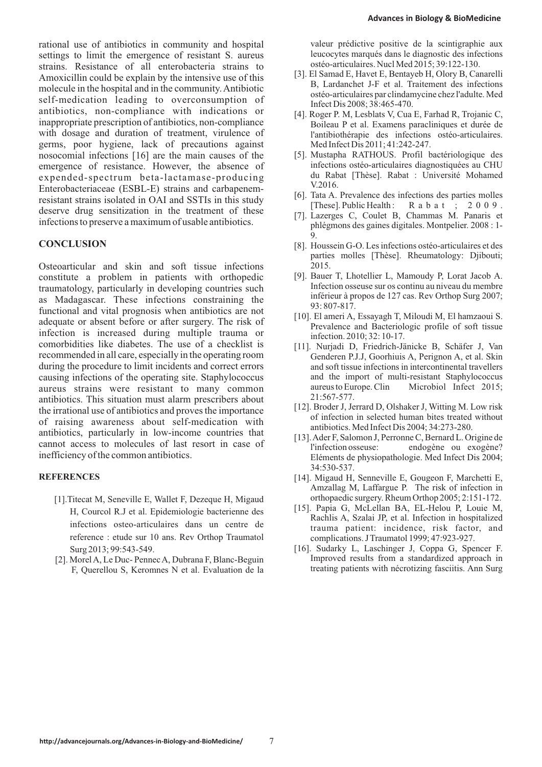rational use of antibiotics in community and hospital settings to limit the emergence of resistant S. aureus strains. Resistance of all enterobacteria strains to Amoxicillin could be explain by the intensive use of this molecule in the hospital and in the community. Antibiotic self-medication leading to overconsumption of antibiotics, non-compliance with indications or inappropriate prescription of antibiotics, non-compliance with dosage and duration of treatment, virulence of germs, poor hygiene, lack of precautions against nosocomial infections [16] are the main causes of the emergence of resistance. However, the absence of expended-spectrum beta-lactamase-producing Enterobacteriaceae (ESBL-E) strains and carbapenem-resistant strains isolated in OAI and SSTIs in this study deserve drug sensitization in the treatment of these infections to preserve a maximum of usable antibiotics.

## CONCLUSION

Osteoarticular and skin and soft tissue infections constitute a problem in patients with orthopedic traumatology, particularly in developing countries such as Madagascar. These infections constraining the functional and vital prognosis when antibiotics are not adequate or absent before or after surgery. The risk of infection is increased during multiple trauma or comorbidities like diabetes. The use of a checklist is recommended in all care, especially in the operating room during the procedure to limit incidents and correct errors causing infections of the operating site. Staphylococcus aureus strains were resistant to many common antibiotics. This situation must alarm prescribers about the irrational use of antibiotics and proves the importance of raising awareness about self-medication with antibiotics, particularly in low-income countries that cannot access to molecules of last resort in case of inefficiency of the common antibiotics.

## REFERENCES

[1]. Titecat M, Seneville E, Wallet F, Dezeque H, Migaud H, Courcol R.J et al. Epidemiologie bacterienne des infections osteo-articulaires dans un centre de reference : etude sur 10 ans. Rev Orthop Traumatol Surg 2013; 99:543-549.

[2]. Morel A, Le Duc- Pennec A, Dubrana F, Blanc-Beguin F, Querellou S, Keromnes N et al. Evaluation de la valeur prédictive positive de la scintigraphie aux leucocytes marqués dans le diagnostic des infections ostéo-articulaires. Nucl Med 2015; 39:122-130.

[3]. El Samad E, Havet E, Bentayeb H, Olory B, Canarelli B, Lardanchet J-F et al. Traitement des infections ostéo-articulaires par clindamycine chez l'adulte. Med Infect Dis 2008; 38:465-470.

[4]. Roger P. M, Lesblats V, Cua E, Farhad R, Trojanic C, Boileau P et al. Examens paracliniques et durée de l'antibiothérapie des infections ostéo-articulaires. Med Infect Dis 2011; 41:242-247.

[5]. Mustapha RATHOUS. Profil bactériologique des infections ostéo-articulaires diagnostiquées au CHU du Rabat [Thèse]. Rabat : Université Mohamed V.2016.

[6]. Tata A. Prevalence des infections des parties molles [These]. Public Health : Rabat ; 2009.

[7]. Lazerges C, Coulet B, Chammas M. Panaris et phlégmons des gaines digitales. Montpelier. 2008 : 1-9.

[8]. Houssein G-O. Les infections ostéo-articulaires et des parties molles [Thèse]. Rheumatology: Djibouti; 2015.

[9]. Bauer T, Lhotellier L, Mamoudy P, Lorat Jacob A. Infection osseuse sur os continu au niveau du membre inférieur à propos de 127 cas. Rev Orthop Surg 2007; 93: 807-817.

[10]. El ameri A, Essayagh T, Miloudi M, El hamzaoui S. Prevalence and Bacteriologic profile of soft tissue infection. 2010; 32: 10-17.

[11]. Nurjadi D, Friedrich-Jänicke B, Schäfer J, Van Genderen P.J.J, Goorhuis A, Perignon A, et al. Skin and soft tissue infections in intercontinental travellers and the import of multi-resistant Staphylococcus aureus to Europe. Clin Microbiol Infect 2015; 21:567-577.

[12]. Broder J, Jerrard D, Olshaker J, Witting M. Low risk of infection in selected human bites treated without antibiotics. Med Infect Dis 2004; 34:273-280.

[13]. Ader F, Salomon J, Perronne C, Bernard L. Origine de l'infection osseuse: endogène ou exogène? Eléments de physiopathologie. Med Infect Dis 2004; 34:530-537.

[14]. Migaud H, Senneville E, Gougeon F, Marchetti E, Amzallag M, Laffargue P. The risk of infection in orthopaedic surgery. Rheum Orthop 2005; 2:151-172.

[15]. Papia G, McLellan BA, EL-Helou P, Louie M, Rachlis A, Szalai JP, et al. Infection in hospitalized trauma patient: incidence, risk factor, and complications. J Traumatol 1999; 47:923-927.

[16]. Sudarky L, Laschinger J, Coppa G, Spencer F. Improved results from a standardized approach in treating patients with nécrotizing fasciitis. Ann Surg